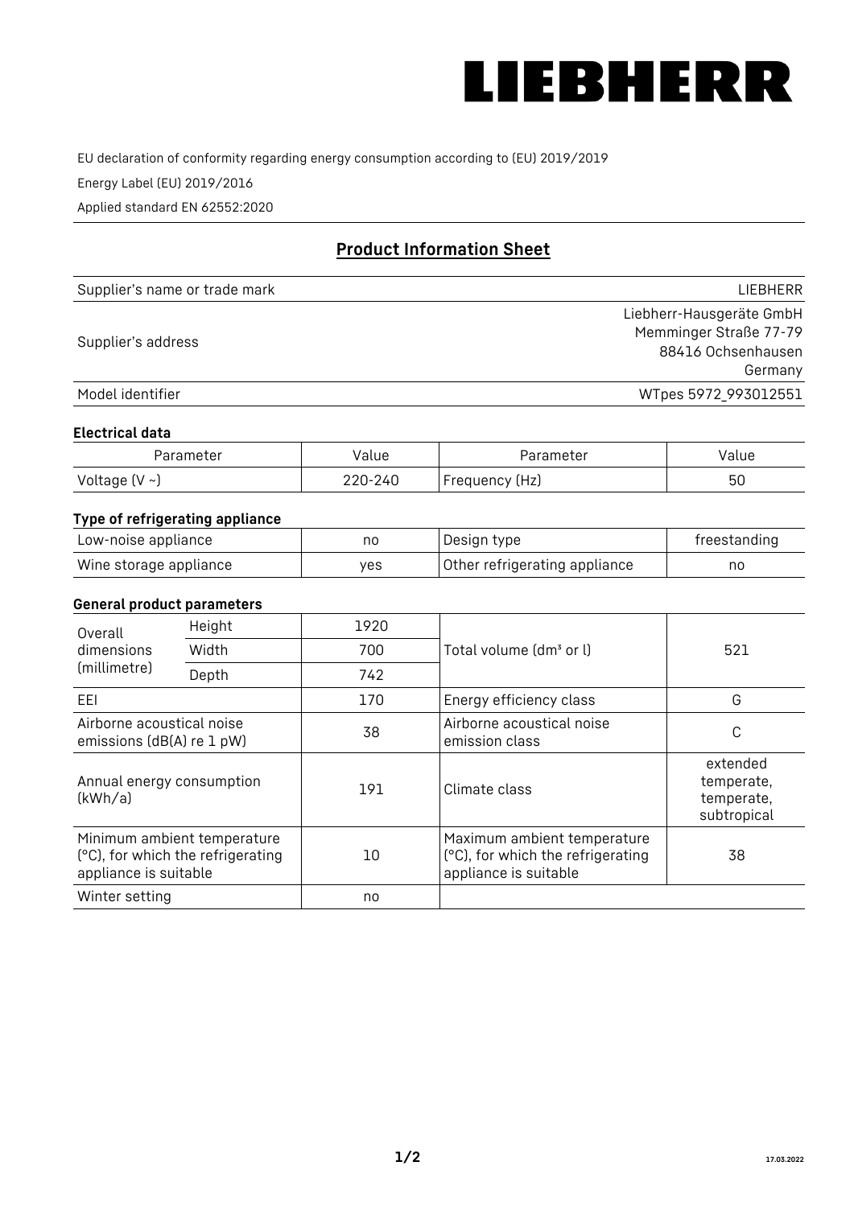# LIEBHERR

EU declaration of conformity regarding energy consumption according to (EU) 2019/2019

Energy Label (EU) 2019/2016

Applied standard EN 62552:2020

## Product Information Sheet

| | |
|---|---|
| Supplier's name or trade mark | LIEBHERR |
| Supplier's address | Liebherr-Hausgeräte GmbH<br>Memminger Straße 77-79<br>88416 Ochsenhausen<br>Germany |
| Model identifier | WTpes 5972_993012551 |

### Electrical data

| Parameter | Value | Parameter | Value |
|---|---|---|---|
| Voltage (V ~) | 220-240 | Frequency (Hz) | 50 |

### Type of refrigerating appliance

| | | | |
|---|---|---|---|
| Low-noise appliance | no | Design type | freestanding |
| Wine storage appliance | yes | Other refrigerating appliance | no |

### General product parameters

| | | | | |
|---|---|---|---|---|
| Overall dimensions (millimetre) | Height | 1920 | Total volume (dm³ or l) | 521 |
| | Width | 700 | | |
| | Depth | 742 | | |
| EEI | | 170 | Energy efficiency class | G |
| Airborne acoustical noise emissions (dB(A) re 1 pW) | | 38 | Airborne acoustical noise emission class | C |
| Annual energy consumption (kWh/a) | | 191 | Climate class | extended temperate, temperate, subtropical |
| Minimum ambient temperature (°C), for which the refrigerating appliance is suitable | | 10 | Maximum ambient temperature (°C), for which the refrigerating appliance is suitable | 38 |
| Winter setting | | no | | |

17.03.2022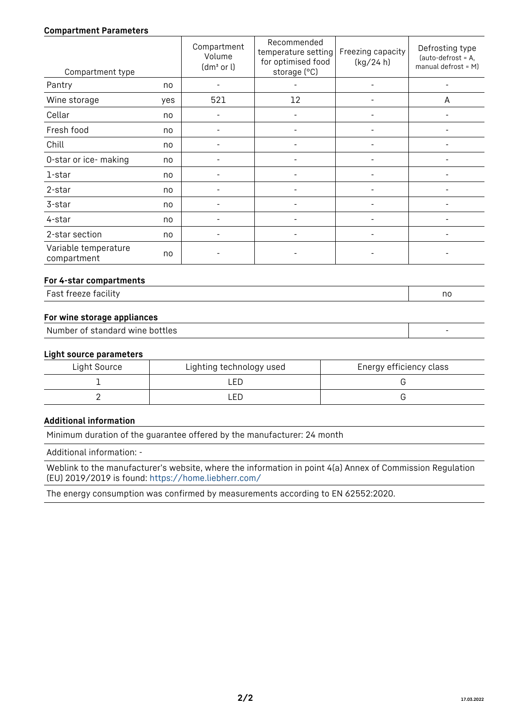**Compartment Parameters**

| Compartment type | | Compartment Volume (dm³ or l) | Recommended temperature setting for optimised food storage (°C) | Freezing capacity (kg/24 h) | Defrosting type (auto-defrost = A, manual defrost = M) |
|---|---|---|---|---|---|
| Pantry | no | - | - | - | - |
| Wine storage | yes | 521 | 12 | - | A |
| Cellar | no | - | - | - | - |
| Fresh food | no | - | - | - | - |
| Chill | no | - | - | - | - |
| 0-star or ice- making | no | - | - | - | - |
| 1-star | no | - | - | - | - |
| 2-star | no | - | - | - | - |
| 3-star | no | - | - | - | - |
| 4-star | no | - | - | - | - |
| 2-star section | no | - | - | - | - |
| Variable temperature compartment | no | - | - | - | - |

**For 4-star compartments**

| | |
|---|---|
| Fast freeze facility | no |

**For wine storage appliances**

| | |
|---|---|
| Number of standard wine bottles | - |

**Light source parameters**

| Light Source | Lighting technology used | Energy efficiency class |
|---|---|---|
| 1 | LED | G |
| 2 | LED | G |

**Additional information**

Minimum duration of the guarantee offered by the manufacturer: 24 month

Additional information: -

Weblink to the manufacturer's website, where the information in point 4(a) Annex of Commission Regulation (EU) 2019/2019 is found: https://home.liebherr.com/

The energy consumption was confirmed by measurements according to EN 62552:2020.

17.03.2022